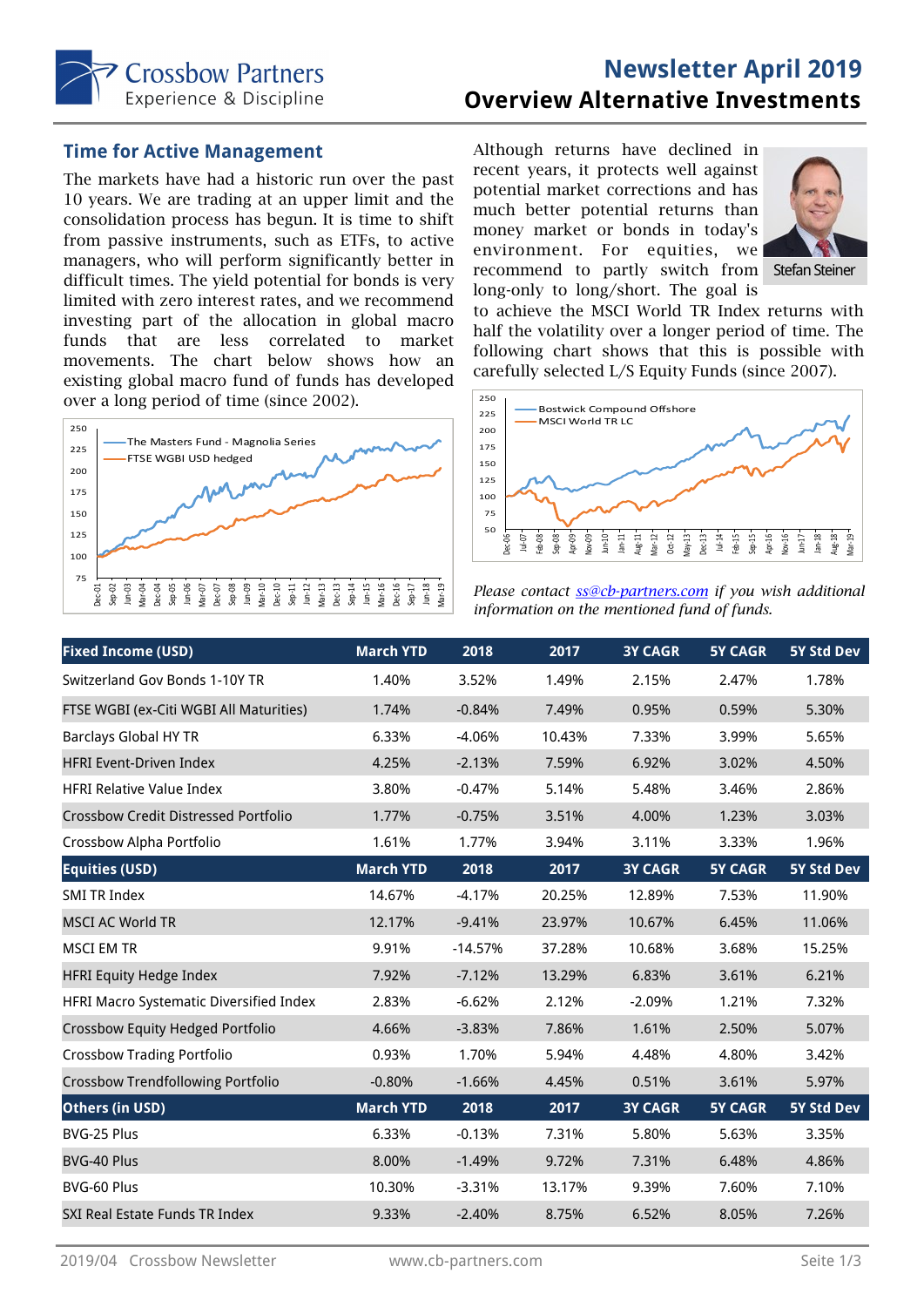# Newsletter April 2019

## Overview Alternative Investments

### Time for Active Management

The markets have had a historic run over the past 10 years. We are trading at an upper limit and the consolidation process has begun. It is time to shift from passive instruments, such as ETFs, to active managers, who will perform significantly better in difficult times. The yield potential for bonds is very limited with zero interest rates, and we recommend investing part of the allocation in global macro funds that are less correlated to market movements. The chart below shows how an existing global macro fund of funds has developed over a long period of time (since 2002).

Although returns have declined in recent years, it protects well against potential market corrections and has much better potential returns than money market or bonds in today's environment. For equities, we recommend to partly switch from long-only to long/short. The goal is to achieve the MSCI World TR Index returns with half the volatility over a longer period of time. The following chart shows that this is possible with carefully selected L/S Equity Funds (since 2007).

Stefan Steiner

*Please contact ss@cb-partners.com if you wish additional information on the mentioned fund of funds.*

| Fixed Income (USD) | March YTD | 2018 | 2017 | 3Y CAGR | 5Y CAGR | 5Y Std Dev |
|---|---|---|---|---|---|---|
| Switzerland Gov Bonds 1-10Y TR | 1.40% | 3.52% | 1.49% | 2.15% | 2.47% | 1.78% |
| FTSE WGBI (ex-Citi WGBI All Maturities) | 1.74% | -0.84% | 7.49% | 0.95% | 0.59% | 5.30% |
| Barclays Global HY TR | 6.33% | -4.06% | 10.43% | 7.33% | 3.99% | 5.65% |
| HFRI Event-Driven Index | 4.25% | -2.13% | 7.59% | 6.92% | 3.02% | 4.50% |
| HFRI Relative Value Index | 3.80% | -0.47% | 5.14% | 5.48% | 3.46% | 2.86% |
| Crossbow Credit Distressed Portfolio | 1.77% | -0.75% | 3.51% | 4.00% | 1.23% | 3.03% |
| Crossbow Alpha Portfolio | 1.61% | 1.77% | 3.94% | 3.11% | 3.33% | 1.96% |
| **Equities (USD)** | **March YTD** | **2018** | **2017** | **3Y CAGR** | **5Y CAGR** | **5Y Std Dev** |
| SMI TR Index | 14.67% | -4.17% | 20.25% | 12.89% | 7.53% | 11.90% |
| MSCI AC World TR | 12.17% | -9.41% | 23.97% | 10.67% | 6.45% | 11.06% |
| MSCI EM TR | 9.91% | -14.57% | 37.28% | 10.68% | 3.68% | 15.25% |
| HFRI Equity Hedge Index | 7.92% | -7.12% | 13.29% | 6.83% | 3.61% | 6.21% |
| HFRI Macro Systematic Diversified Index | 2.83% | -6.62% | 2.12% | -2.09% | 1.21% | 7.32% |
| Crossbow Equity Hedged Portfolio | 4.66% | -3.83% | 7.86% | 1.61% | 2.50% | 5.07% |
| Crossbow Trading Portfolio | 0.93% | 1.70% | 5.94% | 4.48% | 4.80% | 3.42% |
| Crossbow Trendfollowing Portfolio | -0.80% | -1.66% | 4.45% | 0.51% | 3.61% | 5.97% |
| **Others (in USD)** | **March YTD** | **2018** | **2017** | **3Y CAGR** | **5Y CAGR** | **5Y Std Dev** |
| BVG-25 Plus | 6.33% | -0.13% | 7.31% | 5.80% | 5.63% | 3.35% |
| BVG-40 Plus | 8.00% | -1.49% | 9.72% | 7.31% | 6.48% | 4.86% |
| BVG-60 Plus | 10.30% | -3.31% | 13.17% | 9.39% | 7.60% | 7.10% |
| SXI Real Estate Funds TR Index | 9.33% | -2.40% | 8.75% | 6.52% | 8.05% | 7.26% |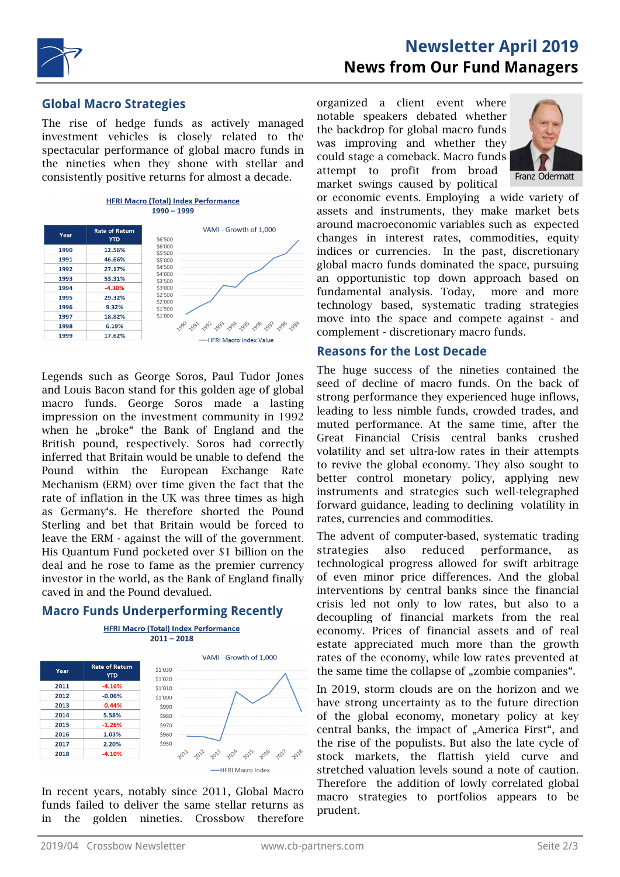## Global Macro Strategies

The rise of hedge funds as actively managed investment vehicles is closely related to the spectacular performance of global macro funds in the nineties when they shone with stellar and consistently positive returns for almost a decade.

**HFRI Macro (Total) Index Performance**
**1990 – 1999**

| Year | Rate of Return YTD |
|---|---|
| 1990 | 12.56% |
| 1991 | 46.66% |
| 1992 | 27.17% |
| 1993 | 53.31% |
| 1994 | -4.30% |
| 1995 | 29.32% |
| 1996 | 9.32% |
| 1997 | 18.82% |
| 1998 | 6.19% |
| 1999 | 17.62% |

VAMI - Growth of 1,000

Legends such as George Soros, Paul Tudor Jones and Louis Bacon stand for this golden age of global macro funds. George Soros made a lasting impression on the investment community in 1992 when he „broke" the Bank of England and the British pound, respectively. Soros had correctly inferred that Britain would be unable to defend the Pound within the European Exchange Rate Mechanism (ERM) over time given the fact that the rate of inflation in the UK was three times as high as Germany's. He therefore shorted the Pound Sterling and bet that Britain would be forced to leave the ERM - against the will of the government. His Quantum Fund pocketed over $1 billion on the deal and he rose to fame as the premier currency investor in the world, as the Bank of England finally caved in and the Pound devalued.

## Macro Funds Underperforming Recently

**HFRI Macro (Total) Index Performance**
**2011 – 2018**

| Year | Rate of Return YTD |
|---|---|
| 2011 | -4.16% |
| 2012 | -0.06% |
| 2013 | -0.44% |
| 2014 | 5.58% |
| 2015 | -1.26% |
| 2016 | 1.03% |
| 2017 | 2.20% |
| 2018 | -4.10% |

VAMI - Growth of 1,000

In recent years, notably since 2011, Global Macro funds failed to deliver the same stellar returns as in the golden nineties. Crossbow therefore organized a client event where notable speakers debated whether the backdrop for global macro funds was improving and whether they could stage a comeback. Macro funds attempt to profit from broad market swings caused by political or economic events. Employing a wide variety of assets and instruments, they make market bets around macroeconomic variables such as expected changes in interest rates, commodities, equity indices or currencies. In the past, discretionary global macro funds dominated the space, pursuing an opportunistic top down approach based on fundamental analysis. Today, more and more technology based, systematic trading strategies move into the space and compete against - and complement - discretionary macro funds.

Franz Odermatt

## Reasons for the Lost Decade

The huge success of the nineties contained the seed of decline of macro funds. On the back of strong performance they experienced huge inflows, leading to less nimble funds, crowded trades, and muted performance. At the same time, after the Great Financial Crisis central banks crushed volatility and set ultra-low rates in their attempts to revive the global economy. They also sought to better control monetary policy, applying new instruments and strategies such well-telegraphed forward guidance, leading to declining volatility in rates, currencies and commodities.

The advent of computer-based, systematic trading strategies also reduced performance, as technological progress allowed for swift arbitrage of even minor price differences. And the global interventions by central banks since the financial crisis led not only to low rates, but also to a decoupling of financial markets from the real economy. Prices of financial assets and of real estate appreciated much more than the growth rates of the economy, while low rates prevented at the same time the collapse of „zombie companies".

In 2019, storm clouds are on the horizon and we have strong uncertainty as to the future direction of the global economy, monetary policy at key central banks, the impact of „America First", and the rise of the populists. But also the late cycle of stock markets, the flattish yield curve and stretched valuation levels sound a note of caution. Therefore the addition of lowly correlated global macro strategies to portfolios appears to be prudent.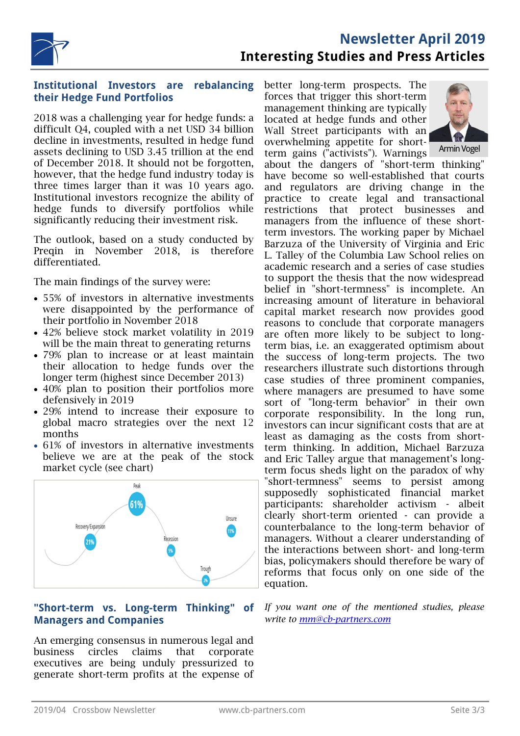# Newsletter April 2019

## Interesting Studies and Press Articles

### Institutional Investors are rebalancing their Hedge Fund Portfolios

2018 was a challenging year for hedge funds: a difficult Q4, coupled with a net USD 34 billion decline in investments, resulted in hedge fund assets declining to USD 3.45 trillion at the end of December 2018. It should not be forgotten, however, that the hedge fund industry today is three times larger than it was 10 years ago. Institutional investors recognize the ability of hedge funds to diversify portfolios while significantly reducing their investment risk.

The outlook, based on a study conducted by Preqin in November 2018, is therefore differentiated.

The main findings of the survey were:

- 55% of investors in alternative investments were disappointed by the performance of their portfolio in November 2018
- 42% believe stock market volatility in 2019 will be the main threat to generating returns
- 79% plan to increase or at least maintain their allocation to hedge funds over the longer term (highest since December 2013)
- 40% plan to position their portfolios more defensively in 2019
- 29% intend to increase their exposure to global macro strategies over the next 12 months
- 61% of investors in alternative investments believe we are at the peak of the stock market cycle (see chart)

Peak
61%
Recovery/Expansion
21%
Recession
5%
Trough
2%
Unsure
11%

### "Short-term vs. Long-term Thinking" of Managers and Companies

An emerging consensus in numerous legal and business circles claims that corporate executives are being unduly pressurized to generate short-term profits at the expense of better long-term prospects. The forces that trigger this short-term management thinking are typically located at hedge funds and other Wall Street participants with an overwhelming appetite for short-term gains ("activists"). Warnings about the dangers of "short-term thinking" have become so well-established that courts and regulators are driving change in the practice to create legal and transactional restrictions that protect businesses and managers from the influence of these short-term investors. The working paper by Michael Barzuza of the University of Virginia and Eric L. Talley of the Columbia Law School relies on academic research and a series of case studies to support the thesis that the now widespread belief in "short-termness" is incomplete. An increasing amount of literature in behavioral capital market research now provides good reasons to conclude that corporate managers are often more likely to be subject to long-term bias, i.e. an exaggerated optimism about the success of long-term projects. The two researchers illustrate such distortions through case studies of three prominent companies, where managers are presumed to have some sort of "long-term behavior" in their own corporate responsibility. In the long run, investors can incur significant costs that are at least as damaging as the costs from short-term thinking. In addition, Michael Barzuza and Eric Talley argue that management's long-term focus sheds light on the paradox of why "short-termness" seems to persist among supposedly sophisticated financial market participants: shareholder activism - albeit clearly short-term oriented - can provide a counterbalance to the long-term behavior of managers. Without a clearer understanding of the interactions between short- and long-term bias, policymakers should therefore be wary of reforms that focus only on one side of the equation.

Armin Vogel

*If you want one of the mentioned studies, please write to [mm@cb-partners.com](mailto:mm@cb-partners.com)*